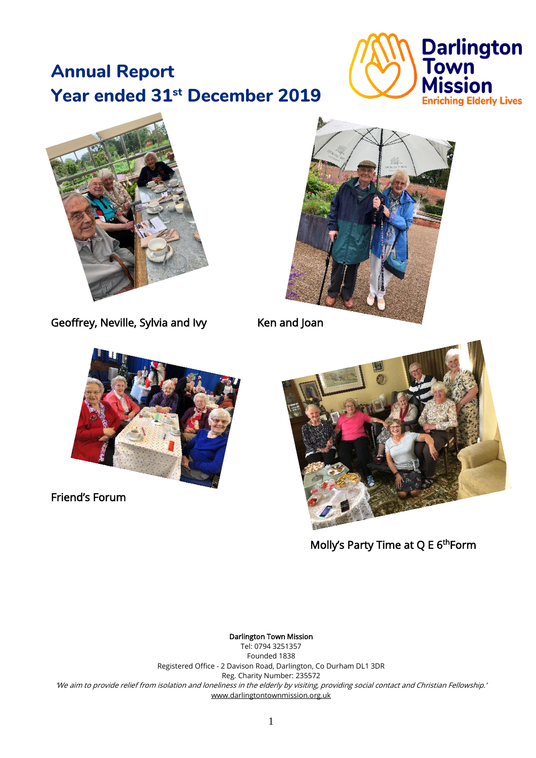# Annual Report
# Year ended 31st December 2019

Darlington Town Mission
Enriching Elderly Lives

Geoffrey, Neville, Sylvia and Ivy

Ken and Joan

Friend's Forum

Molly's Party Time at Q E 6th Form

**Darlington Town Mission**
Tel: 0794 3251357
Founded 1838
Registered Office - 2 Davison Road, Darlington, Co Durham DL1 3DR
Reg. Charity Number: 235572
*'We aim to provide relief from isolation and loneliness in the elderly by visiting, providing social contact and Christian Fellowship.'*
www.darlingtontownmission.org.uk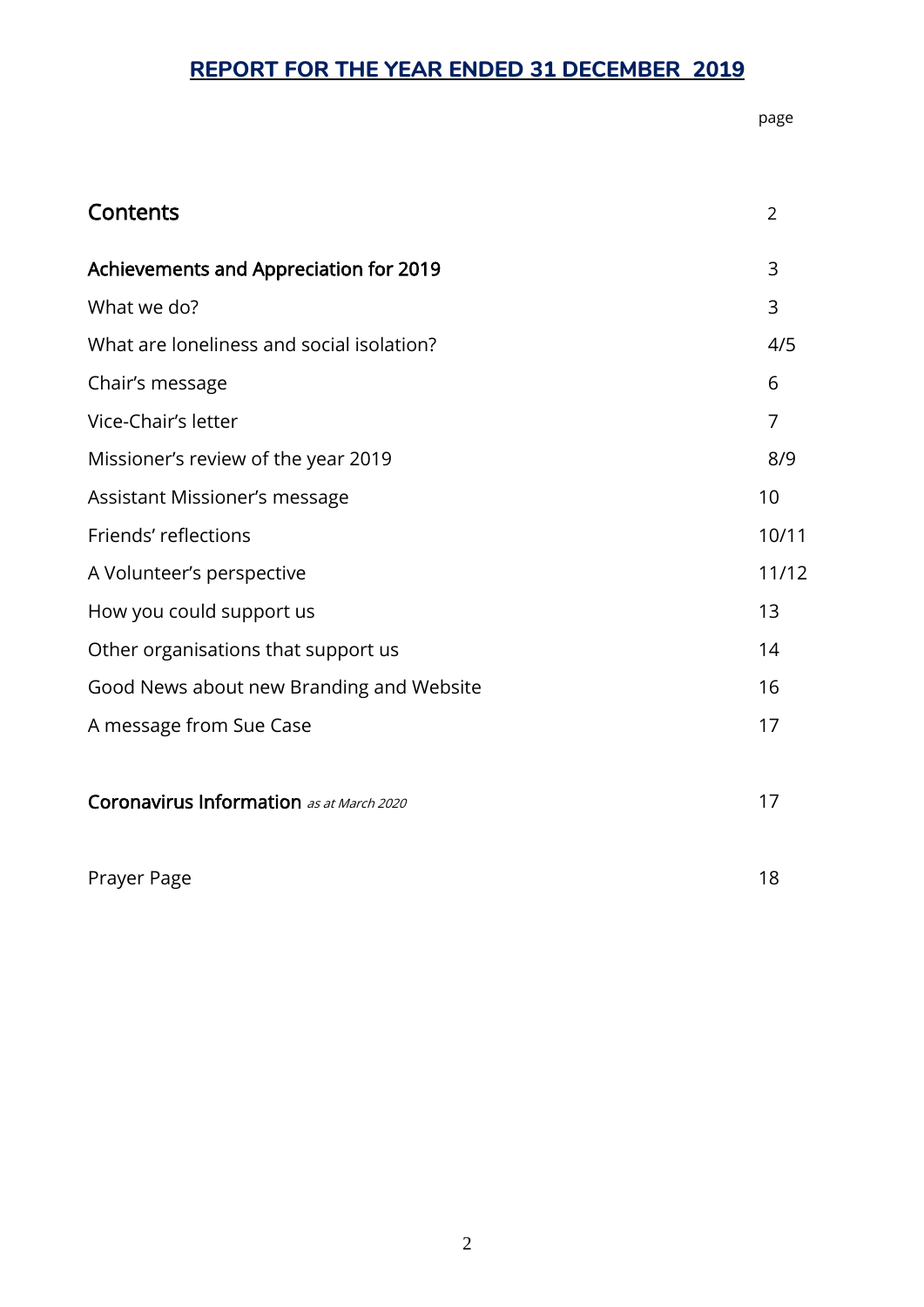# REPORT FOR THE YEAR ENDED 31 DECEMBER 2019

| | page |
|---|---|
| **Contents** | 2 |
| **Achievements and Appreciation for 2019** | 3 |
| What we do? | 3 |
| What are loneliness and social isolation? | 4/5 |
| Chair's message | 6 |
| Vice-Chair's letter | 7 |
| Missioner's review of the year 2019 | 8/9 |
| Assistant Missioner's message | 10 |
| Friends' reflections | 10/11 |
| A Volunteer's perspective | 11/12 |
| How you could support us | 13 |
| Other organisations that support us | 14 |
| Good News about new Branding and Website | 16 |
| A message from Sue Case | 17 |
| **Coronavirus Information** *as at March 2020* | 17 |
| Prayer Page | 18 |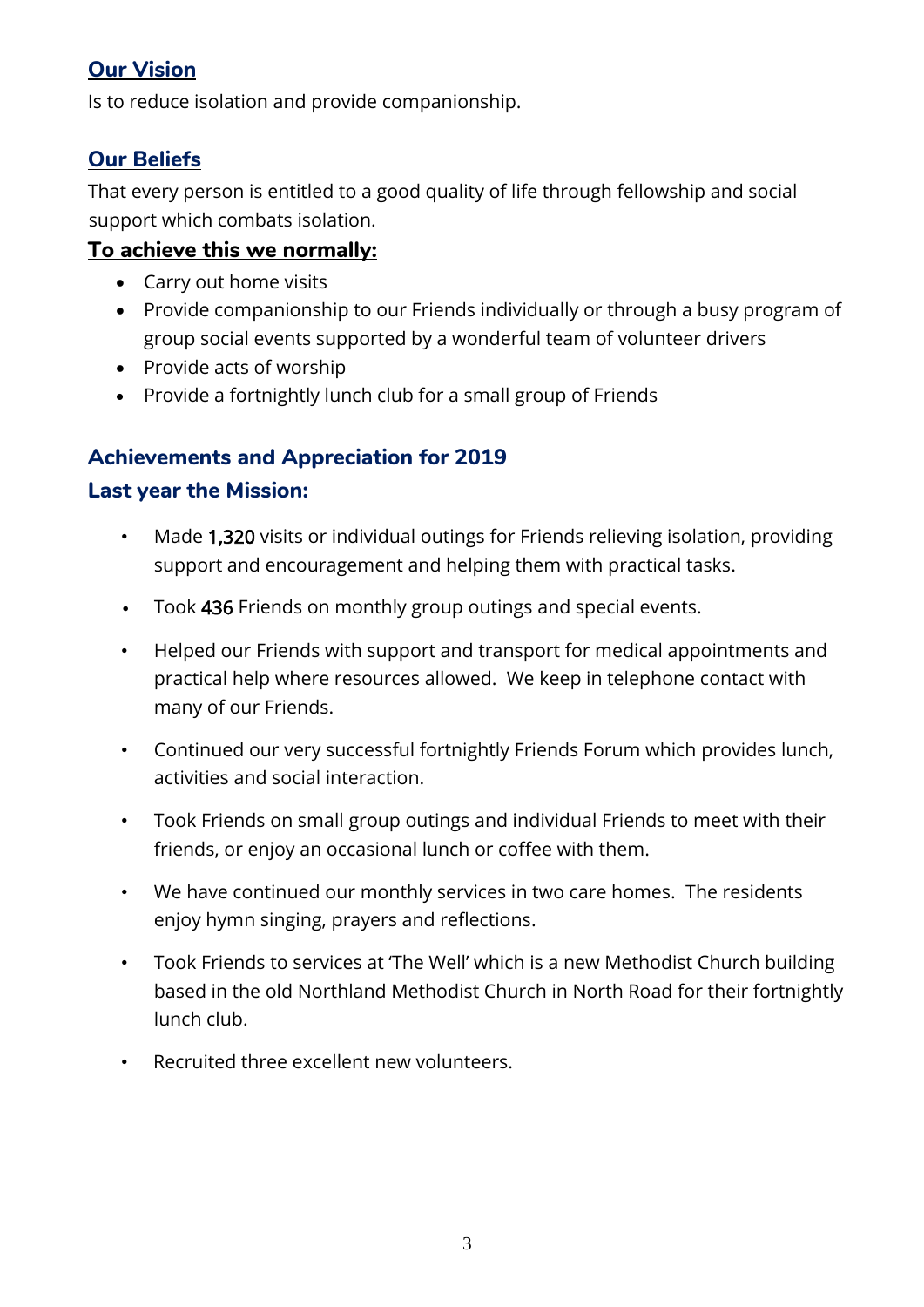## Our Vision

Is to reduce isolation and provide companionship.

## Our Beliefs

That every person is entitled to a good quality of life through fellowship and social support which combats isolation.

### To achieve this we normally:

- Carry out home visits
- Provide companionship to our Friends individually or through a busy program of group social events supported by a wonderful team of volunteer drivers
- Provide acts of worship
- Provide a fortnightly lunch club for a small group of Friends

## Achievements and Appreciation for 2019

### Last year the Mission:

- Made 1,320 visits or individual outings for Friends relieving isolation, providing support and encouragement and helping them with practical tasks.
- Took 436 Friends on monthly group outings and special events.
- Helped our Friends with support and transport for medical appointments and practical help where resources allowed. We keep in telephone contact with many of our Friends.
- Continued our very successful fortnightly Friends Forum which provides lunch, activities and social interaction.
- Took Friends on small group outings and individual Friends to meet with their friends, or enjoy an occasional lunch or coffee with them.
- We have continued our monthly services in two care homes. The residents enjoy hymn singing, prayers and reflections.
- Took Friends to services at 'The Well' which is a new Methodist Church building based in the old Northland Methodist Church in North Road for their fortnightly lunch club.
- Recruited three excellent new volunteers.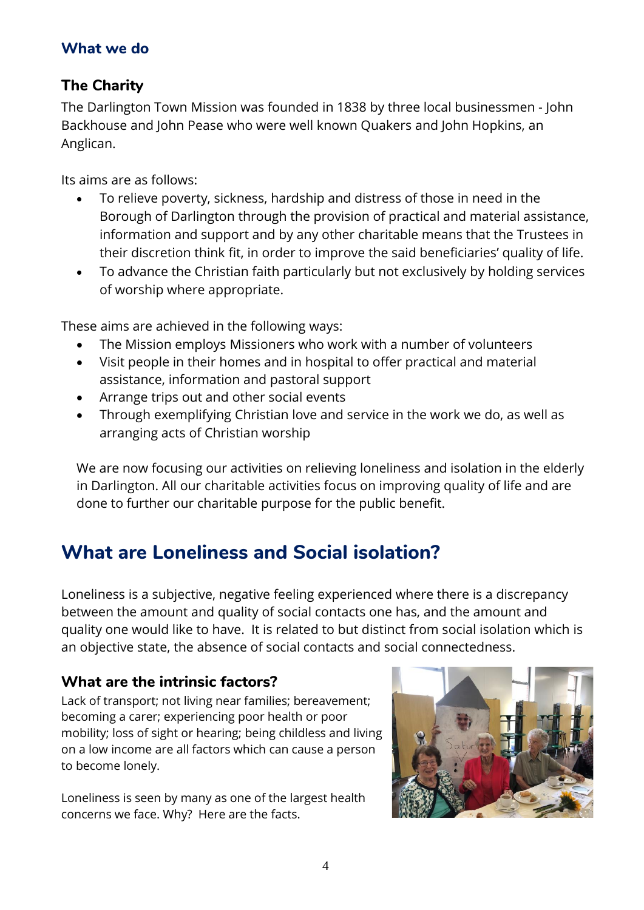## What we do

### The Charity

The Darlington Town Mission was founded in 1838 by three local businessmen - John Backhouse and John Pease who were well known Quakers and John Hopkins, an Anglican.

Its aims are as follows:

- To relieve poverty, sickness, hardship and distress of those in need in the Borough of Darlington through the provision of practical and material assistance, information and support and by any other charitable means that the Trustees in their discretion think fit, in order to improve the said beneficiaries' quality of life.
- To advance the Christian faith particularly but not exclusively by holding services of worship where appropriate.

These aims are achieved in the following ways:

- The Mission employs Missioners who work with a number of volunteers
- Visit people in their homes and in hospital to offer practical and material assistance, information and pastoral support
- Arrange trips out and other social events
- Through exemplifying Christian love and service in the work we do, as well as arranging acts of Christian worship

We are now focusing our activities on relieving loneliness and isolation in the elderly in Darlington. All our charitable activities focus on improving quality of life and are done to further our charitable purpose for the public benefit.

# What are Loneliness and Social isolation?

Loneliness is a subjective, negative feeling experienced where there is a discrepancy between the amount and quality of social contacts one has, and the amount and quality one would like to have. It is related to but distinct from social isolation which is an objective state, the absence of social contacts and social connectedness.

### What are the intrinsic factors?

Lack of transport; not living near families; bereavement; becoming a carer; experiencing poor health or poor mobility; loss of sight or hearing; being childless and living on a low income are all factors which can cause a person to become lonely.

Loneliness is seen by many as one of the largest health concerns we face. Why? Here are the facts.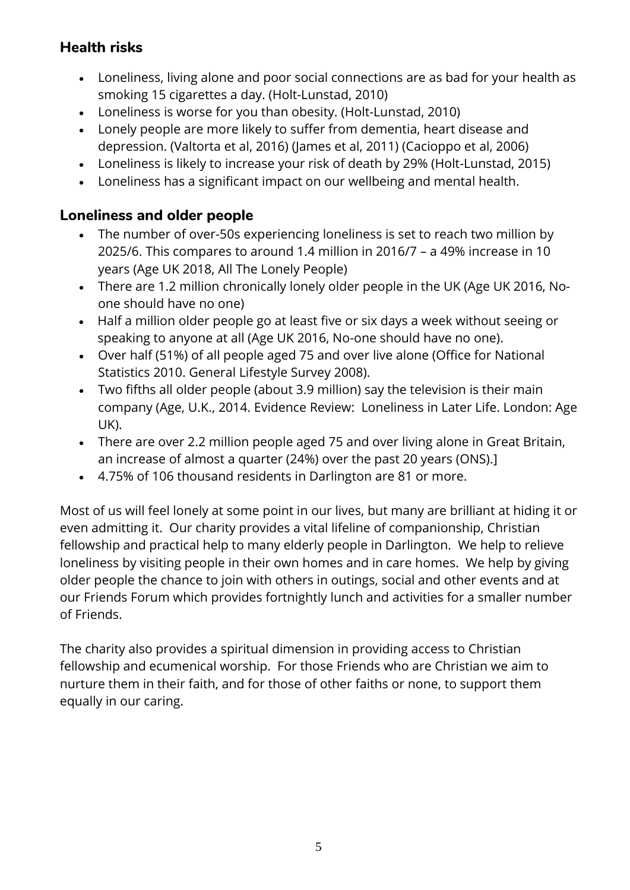## Health risks

- Loneliness, living alone and poor social connections are as bad for your health as smoking 15 cigarettes a day. (Holt-Lunstad, 2010)
- Loneliness is worse for you than obesity. (Holt-Lunstad, 2010)
- Lonely people are more likely to suffer from dementia, heart disease and depression. (Valtorta et al, 2016) (James et al, 2011) (Cacioppo et al, 2006)
- Loneliness is likely to increase your risk of death by 29% (Holt-Lunstad, 2015)
- Loneliness has a significant impact on our wellbeing and mental health.

## Loneliness and older people

- The number of over-50s experiencing loneliness is set to reach two million by 2025/6. This compares to around 1.4 million in 2016/7 – a 49% increase in 10 years (Age UK 2018, All The Lonely People)
- There are 1.2 million chronically lonely older people in the UK (Age UK 2016, No-one should have no one)
- Half a million older people go at least five or six days a week without seeing or speaking to anyone at all (Age UK 2016, No-one should have no one).
- Over half (51%) of all people aged 75 and over live alone (Office for National Statistics 2010. General Lifestyle Survey 2008).
- Two fifths all older people (about 3.9 million) say the television is their main company (Age, U.K., 2014. Evidence Review: Loneliness in Later Life. London: Age UK).
- There are over 2.2 million people aged 75 and over living alone in Great Britain, an increase of almost a quarter (24%) over the past 20 years (ONS).]
- 4.75% of 106 thousand residents in Darlington are 81 or more.

Most of us will feel lonely at some point in our lives, but many are brilliant at hiding it or even admitting it. Our charity provides a vital lifeline of companionship, Christian fellowship and practical help to many elderly people in Darlington. We help to relieve loneliness by visiting people in their own homes and in care homes. We help by giving older people the chance to join with others in outings, social and other events and at our Friends Forum which provides fortnightly lunch and activities for a smaller number of Friends.

The charity also provides a spiritual dimension in providing access to Christian fellowship and ecumenical worship. For those Friends who are Christian we aim to nurture them in their faith, and for those of other faiths or none, to support them equally in our caring.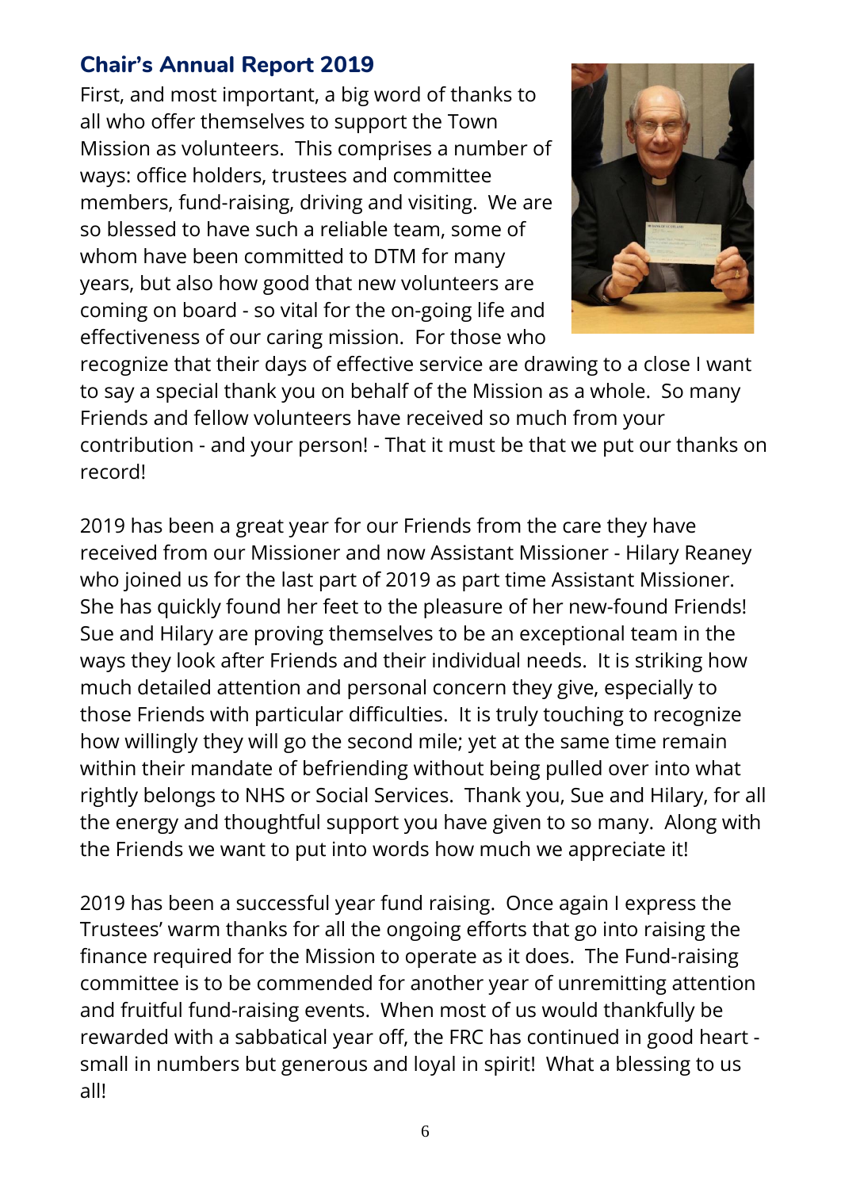## Chair's Annual Report 2019

First, and most important, a big word of thanks to all who offer themselves to support the Town Mission as volunteers. This comprises a number of ways: office holders, trustees and committee members, fund-raising, driving and visiting. We are so blessed to have such a reliable team, some of whom have been committed to DTM for many years, but also how good that new volunteers are coming on board - so vital for the on-going life and effectiveness of our caring mission. For those who recognize that their days of effective service are drawing to a close I want to say a special thank you on behalf of the Mission as a whole. So many Friends and fellow volunteers have received so much from your contribution - and your person! - That it must be that we put our thanks on record!

2019 has been a great year for our Friends from the care they have received from our Missioner and now Assistant Missioner - Hilary Reaney who joined us for the last part of 2019 as part time Assistant Missioner. She has quickly found her feet to the pleasure of her new-found Friends! Sue and Hilary are proving themselves to be an exceptional team in the ways they look after Friends and their individual needs. It is striking how much detailed attention and personal concern they give, especially to those Friends with particular difficulties. It is truly touching to recognize how willingly they will go the second mile; yet at the same time remain within their mandate of befriending without being pulled over into what rightly belongs to NHS or Social Services. Thank you, Sue and Hilary, for all the energy and thoughtful support you have given to so many. Along with the Friends we want to put into words how much we appreciate it!

2019 has been a successful year fund raising. Once again I express the Trustees' warm thanks for all the ongoing efforts that go into raising the finance required for the Mission to operate as it does. The Fund-raising committee is to be commended for another year of unremitting attention and fruitful fund-raising events. When most of us would thankfully be rewarded with a sabbatical year off, the FRC has continued in good heart - small in numbers but generous and loyal in spirit! What a blessing to us all!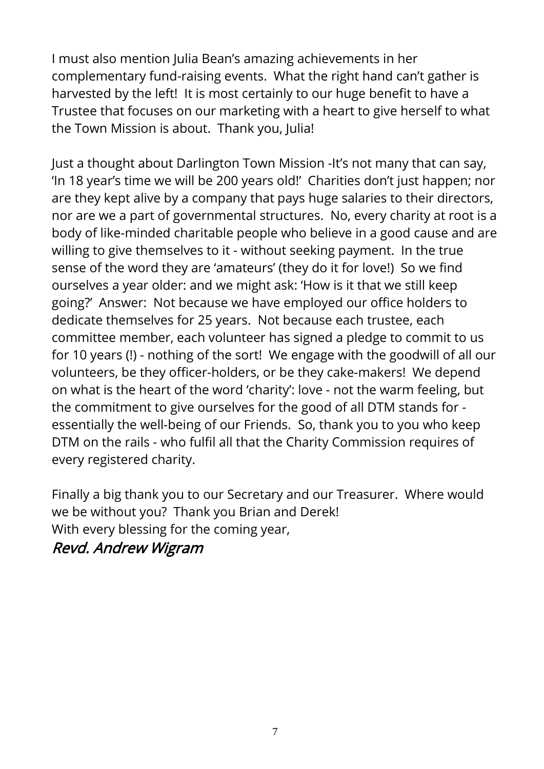I must also mention Julia Bean's amazing achievements in her complementary fund-raising events. What the right hand can't gather is harvested by the left! It is most certainly to our huge benefit to have a Trustee that focuses on our marketing with a heart to give herself to what the Town Mission is about. Thank you, Julia!

Just a thought about Darlington Town Mission -It's not many that can say, 'In 18 year's time we will be 200 years old!' Charities don't just happen; nor are they kept alive by a company that pays huge salaries to their directors, nor are we a part of governmental structures. No, every charity at root is a body of like-minded charitable people who believe in a good cause and are willing to give themselves to it - without seeking payment. In the true sense of the word they are 'amateurs' (they do it for love!) So we find ourselves a year older: and we might ask: 'How is it that we still keep going?' Answer: Not because we have employed our office holders to dedicate themselves for 25 years. Not because each trustee, each committee member, each volunteer has signed a pledge to commit to us for 10 years (!) - nothing of the sort! We engage with the goodwill of all our volunteers, be they officer-holders, or be they cake-makers! We depend on what is the heart of the word 'charity': love - not the warm feeling, but the commitment to give ourselves for the good of all DTM stands for - essentially the well-being of our Friends. So, thank you to you who keep DTM on the rails - who fulfil all that the Charity Commission requires of every registered charity.

Finally a big thank you to our Secretary and our Treasurer. Where would we be without you? Thank you Brian and Derek!
With every blessing for the coming year,

*Revd. Andrew Wigram*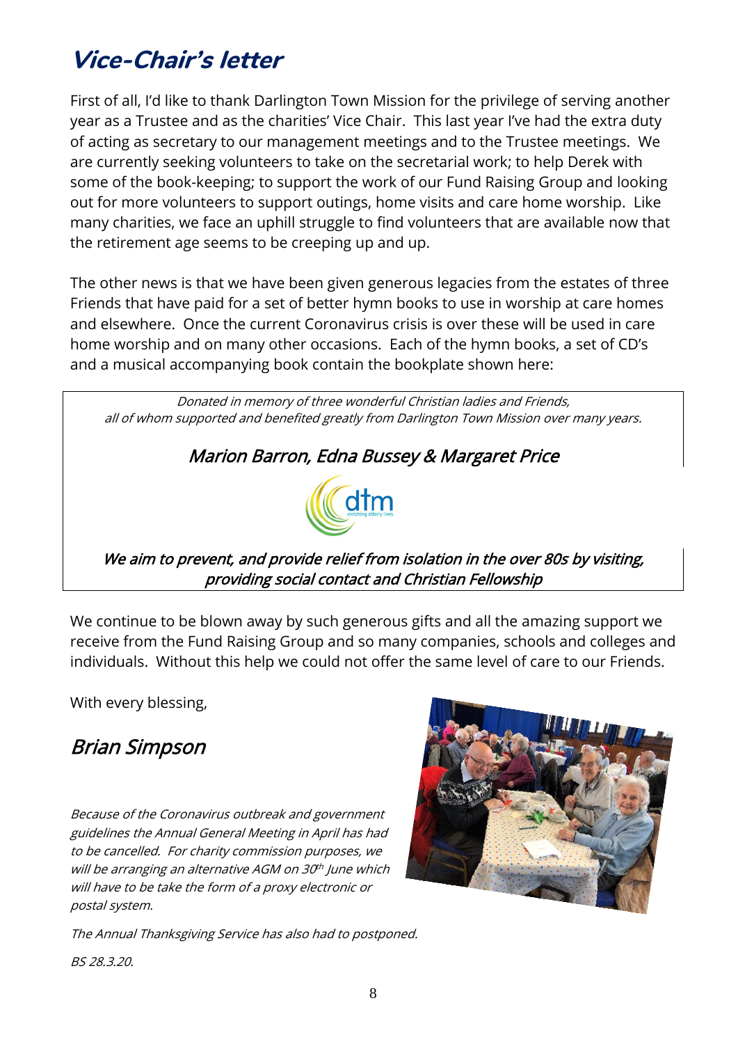## *Vice-Chair's letter*

First of all, I'd like to thank Darlington Town Mission for the privilege of serving another year as a Trustee and as the charities' Vice Chair. This last year I've had the extra duty of acting as secretary to our management meetings and to the Trustee meetings. We are currently seeking volunteers to take on the secretarial work; to help Derek with some of the book-keeping; to support the work of our Fund Raising Group and looking out for more volunteers to support outings, home visits and care home worship. Like many charities, we face an uphill struggle to find volunteers that are available now that the retirement age seems to be creeping up and up.

The other news is that we have been given generous legacies from the estates of three Friends that have paid for a set of better hymn books to use in worship at care homes and elsewhere. Once the current Coronavirus crisis is over these will be used in care home worship and on many other occasions. Each of the hymn books, a set of CD's and a musical accompanying book contain the bookplate shown here:

*Donated in memory of three wonderful Christian ladies and Friends, all of whom supported and benefited greatly from Darlington Town Mission over many years.*

*Marion Barron, Edna Bussey & Margaret Price*

dtm enriching elderly lives

***We aim to prevent, and provide relief from isolation in the over 80s by visiting, providing social contact and Christian Fellowship***

We continue to be blown away by such generous gifts and all the amazing support we receive from the Fund Raising Group and so many companies, schools and colleges and individuals. Without this help we could not offer the same level of care to our Friends.

With every blessing,

*Brian Simpson*

*Because of the Coronavirus outbreak and government guidelines the Annual General Meeting in April has had to be cancelled. For charity commission purposes, we will be arranging an alternative AGM on 30th June which will have to be take the form of a proxy electronic or postal system.*

*The Annual Thanksgiving Service has also had to postponed.*

*BS 28.3.20.*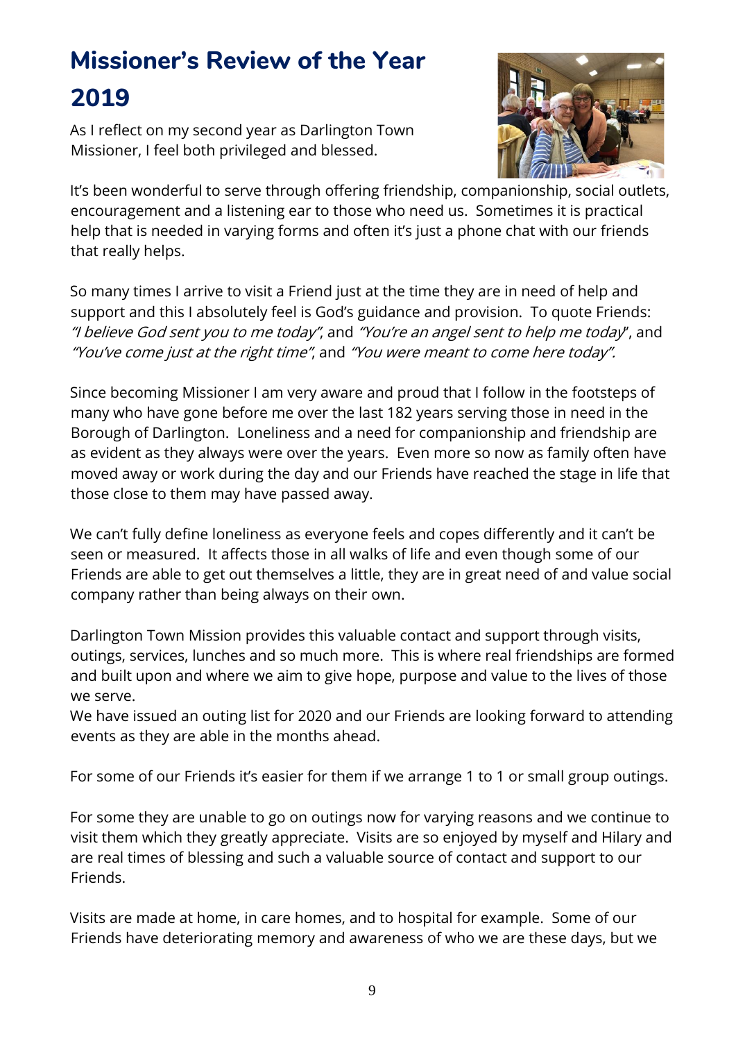# Missioner's Review of the Year 2019

As I reflect on my second year as Darlington Town Missioner, I feel both privileged and blessed.

It's been wonderful to serve through offering friendship, companionship, social outlets, encouragement and a listening ear to those who need us. Sometimes it is practical help that is needed in varying forms and often it's just a phone chat with our friends that really helps.

So many times I arrive to visit a Friend just at the time they are in need of help and support and this I absolutely feel is God's guidance and provision. To quote Friends: *"I believe God sent you to me today"*, and *"You're an angel sent to help me today*", and *"You've come just at the right time"*, and *"You were meant to come here today".*

Since becoming Missioner I am very aware and proud that I follow in the footsteps of many who have gone before me over the last 182 years serving those in need in the Borough of Darlington. Loneliness and a need for companionship and friendship are as evident as they always were over the years. Even more so now as family often have moved away or work during the day and our Friends have reached the stage in life that those close to them may have passed away.

We can't fully define loneliness as everyone feels and copes differently and it can't be seen or measured. It affects those in all walks of life and even though some of our Friends are able to get out themselves a little, they are in great need of and value social company rather than being always on their own.

Darlington Town Mission provides this valuable contact and support through visits, outings, services, lunches and so much more. This is where real friendships are formed and built upon and where we aim to give hope, purpose and value to the lives of those we serve.
We have issued an outing list for 2020 and our Friends are looking forward to attending events as they are able in the months ahead.

For some of our Friends it's easier for them if we arrange 1 to 1 or small group outings.

For some they are unable to go on outings now for varying reasons and we continue to visit them which they greatly appreciate. Visits are so enjoyed by myself and Hilary and are real times of blessing and such a valuable source of contact and support to our Friends.

Visits are made at home, in care homes, and to hospital for example. Some of our Friends have deteriorating memory and awareness of who we are these days, but we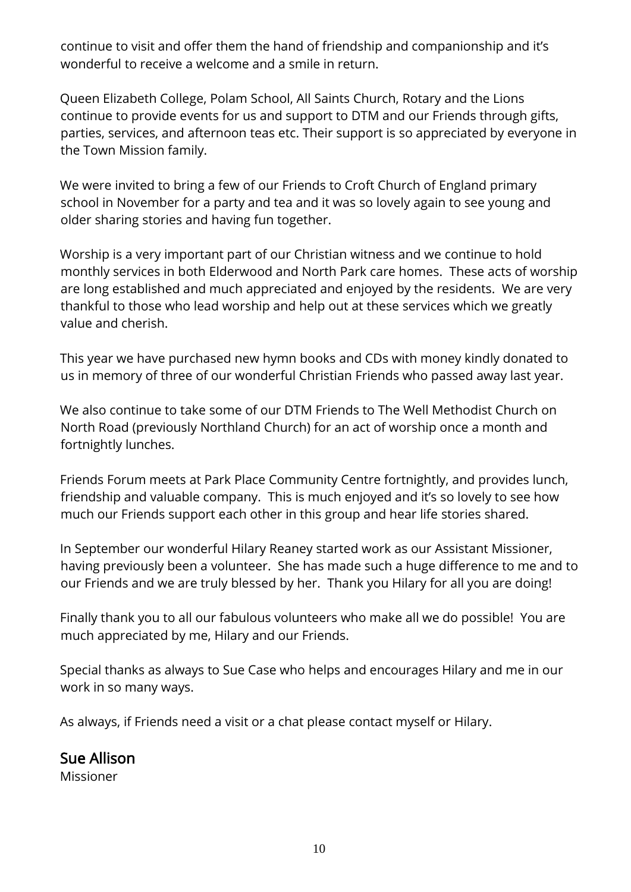continue to visit and offer them the hand of friendship and companionship and it's wonderful to receive a welcome and a smile in return.

Queen Elizabeth College, Polam School, All Saints Church, Rotary and the Lions continue to provide events for us and support to DTM and our Friends through gifts, parties, services, and afternoon teas etc. Their support is so appreciated by everyone in the Town Mission family.

We were invited to bring a few of our Friends to Croft Church of England primary school in November for a party and tea and it was so lovely again to see young and older sharing stories and having fun together.

Worship is a very important part of our Christian witness and we continue to hold monthly services in both Elderwood and North Park care homes. These acts of worship are long established and much appreciated and enjoyed by the residents. We are very thankful to those who lead worship and help out at these services which we greatly value and cherish.

This year we have purchased new hymn books and CDs with money kindly donated to us in memory of three of our wonderful Christian Friends who passed away last year.

We also continue to take some of our DTM Friends to The Well Methodist Church on North Road (previously Northland Church) for an act of worship once a month and fortnightly lunches.

Friends Forum meets at Park Place Community Centre fortnightly, and provides lunch, friendship and valuable company. This is much enjoyed and it's so lovely to see how much our Friends support each other in this group and hear life stories shared.

In September our wonderful Hilary Reaney started work as our Assistant Missioner, having previously been a volunteer. She has made such a huge difference to me and to our Friends and we are truly blessed by her. Thank you Hilary for all you are doing!

Finally thank you to all our fabulous volunteers who make all we do possible! You are much appreciated by me, Hilary and our Friends.

Special thanks as always to Sue Case who helps and encourages Hilary and me in our work in so many ways.

As always, if Friends need a visit or a chat please contact myself or Hilary.

## Sue Allison

Missioner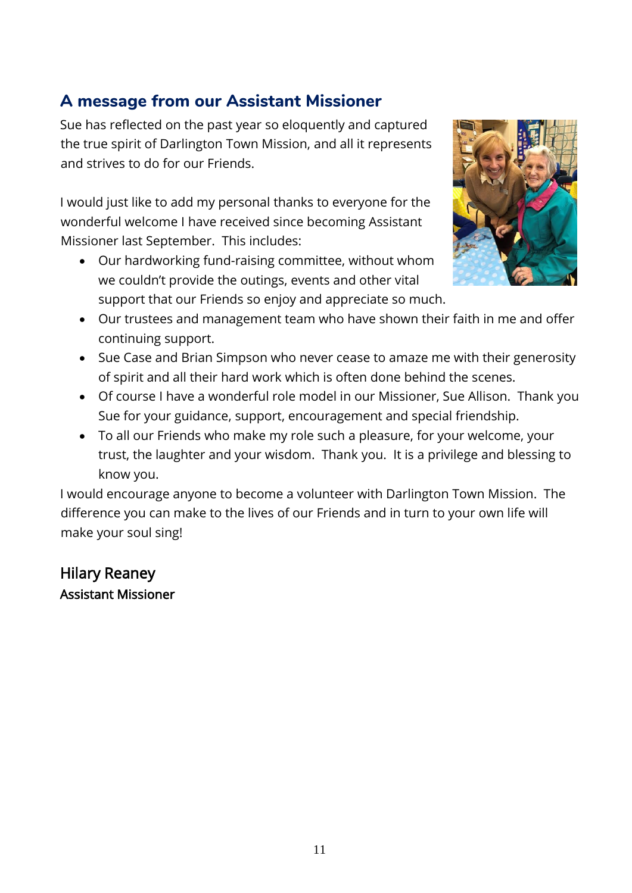## A message from our Assistant Missioner

Sue has reflected on the past year so eloquently and captured the true spirit of Darlington Town Mission, and all it represents and strives to do for our Friends.

I would just like to add my personal thanks to everyone for the wonderful welcome I have received since becoming Assistant Missioner last September. This includes:

- Our hardworking fund-raising committee, without whom we couldn't provide the outings, events and other vital support that our Friends so enjoy and appreciate so much.
- Our trustees and management team who have shown their faith in me and offer continuing support.
- Sue Case and Brian Simpson who never cease to amaze me with their generosity of spirit and all their hard work which is often done behind the scenes.
- Of course I have a wonderful role model in our Missioner, Sue Allison. Thank you Sue for your guidance, support, encouragement and special friendship.
- To all our Friends who make my role such a pleasure, for your welcome, your trust, the laughter and your wisdom. Thank you. It is a privilege and blessing to know you.

I would encourage anyone to become a volunteer with Darlington Town Mission. The difference you can make to the lives of our Friends and in turn to your own life will make your soul sing!

Hilary Reaney
Assistant Missioner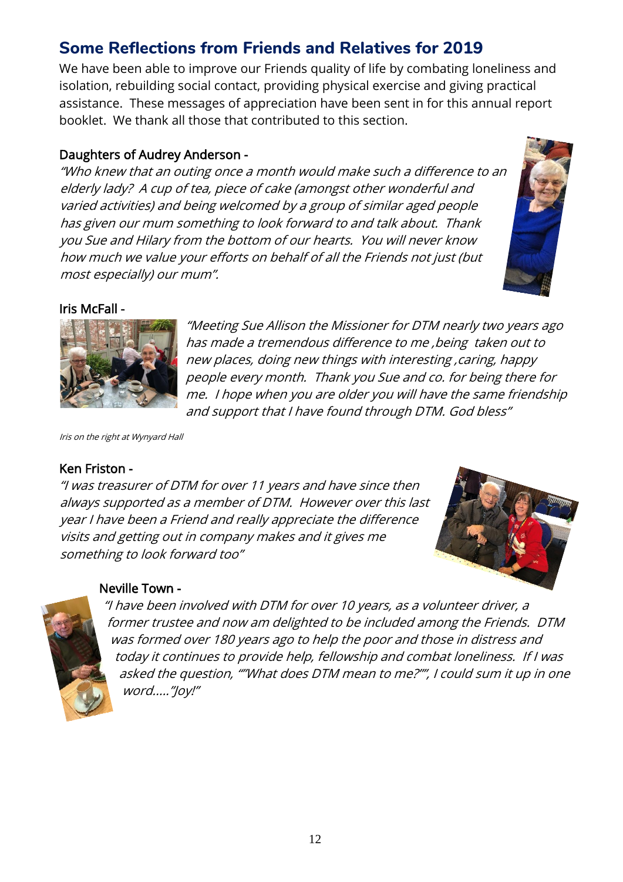## Some Reflections from Friends and Relatives for 2019

We have been able to improve our Friends quality of life by combating loneliness and isolation, rebuilding social contact, providing physical exercise and giving practical assistance. These messages of appreciation have been sent in for this annual report booklet. We thank all those that contributed to this section.

Daughters of Audrey Anderson -

*"Who knew that an outing once a month would make such a difference to an elderly lady? A cup of tea, piece of cake (amongst other wonderful and varied activities) and being welcomed by a group of similar aged people has given our mum something to look forward to and talk about. Thank you Sue and Hilary from the bottom of our hearts. You will never know how much we value your efforts on behalf of all the Friends not just (but most especially) our mum".*

Iris McFall -

*"Meeting Sue Allison the Missioner for DTM nearly two years ago has made a tremendous difference to me ,being taken out to new places, doing new things with interesting ,caring, happy people every month. Thank you Sue and co. for being there for me. I hope when you are older you will have the same friendship and support that I have found through DTM. God bless"*

*Iris on the right at Wynyard Hall*

Ken Friston -

*"I was treasurer of DTM for over 11 years and have since then always supported as a member of DTM. However over this last year I have been a Friend and really appreciate the difference visits and getting out in company makes and it gives me something to look forward too"*

Neville Town -

*"I have been involved with DTM for over 10 years, as a volunteer driver, a former trustee and now am delighted to be included among the Friends. DTM was formed over 180 years ago to help the poor and those in distress and today it continues to provide help, fellowship and combat loneliness. If I was asked the question, ""What does DTM mean to me?"", I could sum it up in one word….."Joy!"*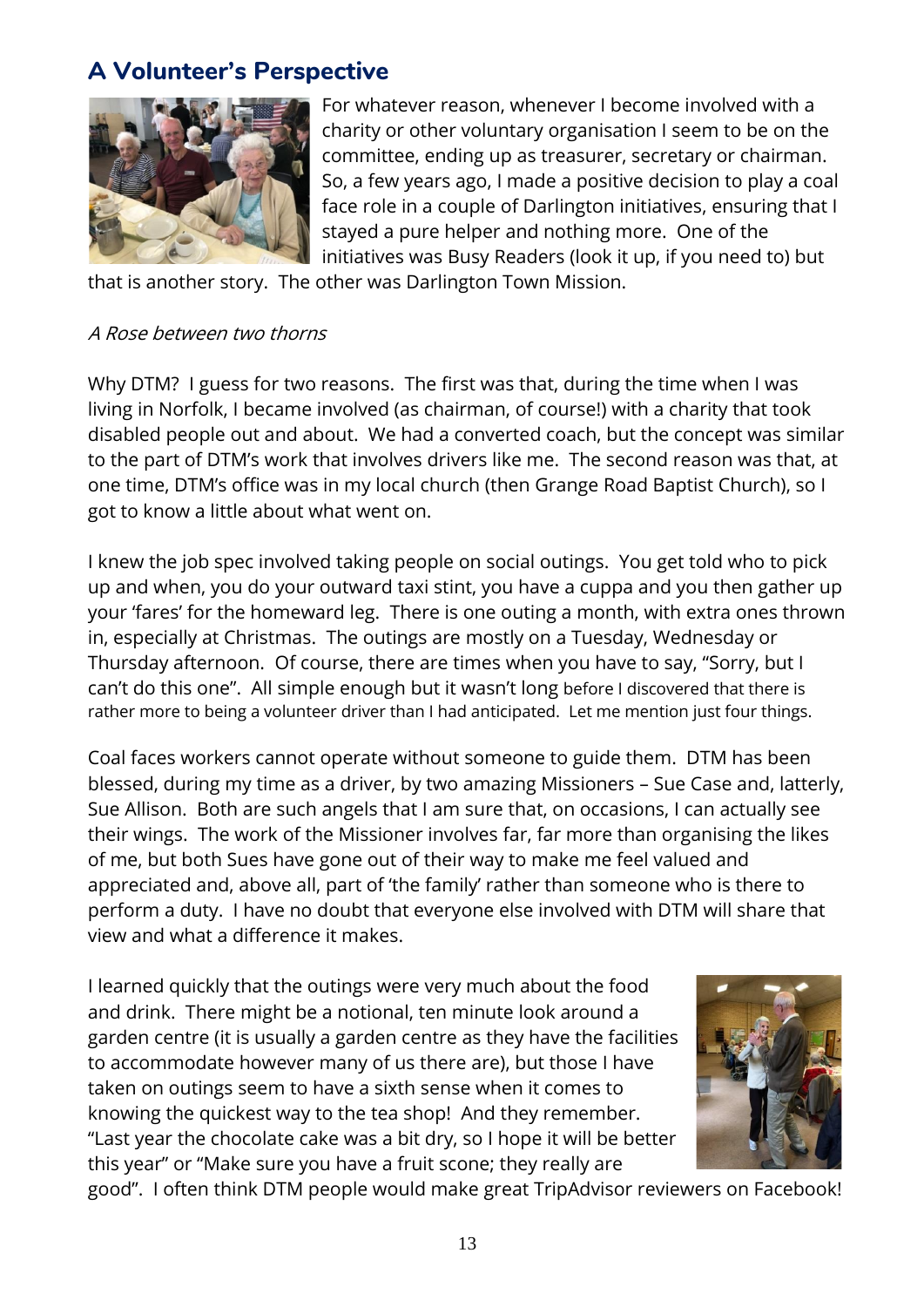## A Volunteer's Perspective

For whatever reason, whenever I become involved with a charity or other voluntary organisation I seem to be on the committee, ending up as treasurer, secretary or chairman. So, a few years ago, I made a positive decision to play a coal face role in a couple of Darlington initiatives, ensuring that I stayed a pure helper and nothing more. One of the initiatives was Busy Readers (look it up, if you need to) but that is another story. The other was Darlington Town Mission.

*A Rose between two thorns*

Why DTM? I guess for two reasons. The first was that, during the time when I was living in Norfolk, I became involved (as chairman, of course!) with a charity that took disabled people out and about. We had a converted coach, but the concept was similar to the part of DTM's work that involves drivers like me. The second reason was that, at one time, DTM's office was in my local church (then Grange Road Baptist Church), so I got to know a little about what went on.

I knew the job spec involved taking people on social outings. You get told who to pick up and when, you do your outward taxi stint, you have a cuppa and you then gather up your 'fares' for the homeward leg. There is one outing a month, with extra ones thrown in, especially at Christmas. The outings are mostly on a Tuesday, Wednesday or Thursday afternoon. Of course, there are times when you have to say, "Sorry, but I can't do this one". All simple enough but it wasn't long before I discovered that there is rather more to being a volunteer driver than I had anticipated. Let me mention just four things.

Coal faces workers cannot operate without someone to guide them. DTM has been blessed, during my time as a driver, by two amazing Missioners – Sue Case and, latterly, Sue Allison. Both are such angels that I am sure that, on occasions, I can actually see their wings. The work of the Missioner involves far, far more than organising the likes of me, but both Sues have gone out of their way to make me feel valued and appreciated and, above all, part of 'the family' rather than someone who is there to perform a duty. I have no doubt that everyone else involved with DTM will share that view and what a difference it makes.

I learned quickly that the outings were very much about the food and drink. There might be a notional, ten minute look around a garden centre (it is usually a garden centre as they have the facilities to accommodate however many of us there are), but those I have taken on outings seem to have a sixth sense when it comes to knowing the quickest way to the tea shop! And they remember. "Last year the chocolate cake was a bit dry, so I hope it will be better this year" or "Make sure you have a fruit scone; they really are good". I often think DTM people would make great TripAdvisor reviewers on Facebook!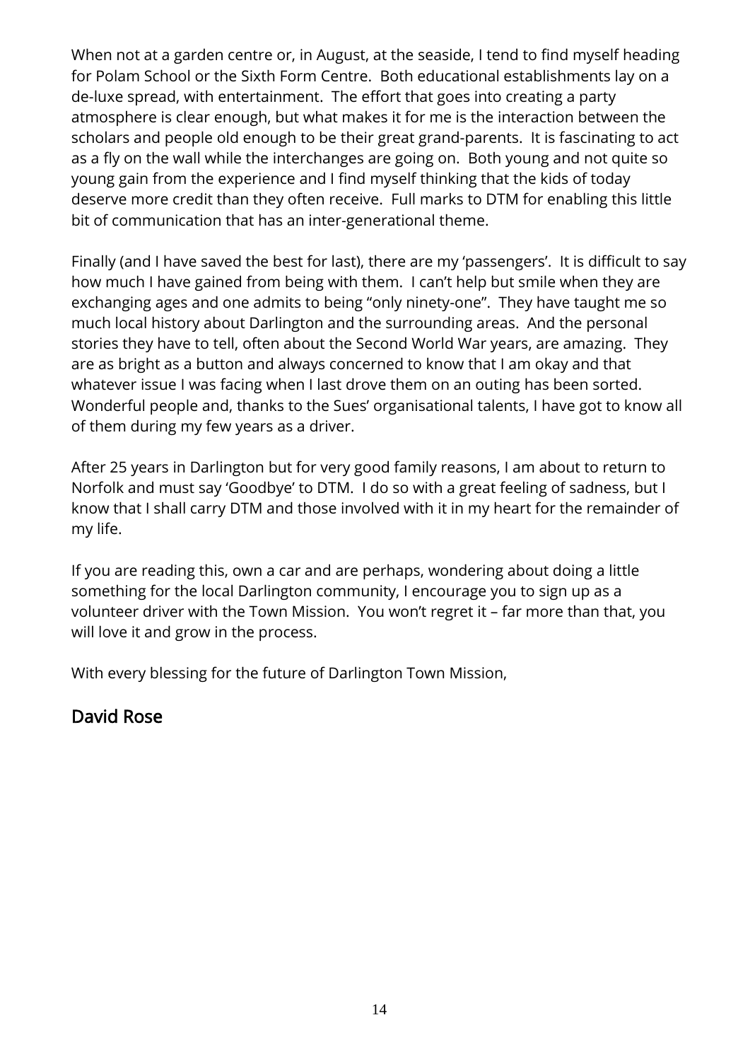When not at a garden centre or, in August, at the seaside, I tend to find myself heading for Polam School or the Sixth Form Centre. Both educational establishments lay on a de-luxe spread, with entertainment. The effort that goes into creating a party atmosphere is clear enough, but what makes it for me is the interaction between the scholars and people old enough to be their great grand-parents. It is fascinating to act as a fly on the wall while the interchanges are going on. Both young and not quite so young gain from the experience and I find myself thinking that the kids of today deserve more credit than they often receive. Full marks to DTM for enabling this little bit of communication that has an inter-generational theme.

Finally (and I have saved the best for last), there are my 'passengers'. It is difficult to say how much I have gained from being with them. I can't help but smile when they are exchanging ages and one admits to being "only ninety-one". They have taught me so much local history about Darlington and the surrounding areas. And the personal stories they have to tell, often about the Second World War years, are amazing. They are as bright as a button and always concerned to know that I am okay and that whatever issue I was facing when I last drove them on an outing has been sorted. Wonderful people and, thanks to the Sues' organisational talents, I have got to know all of them during my few years as a driver.

After 25 years in Darlington but for very good family reasons, I am about to return to Norfolk and must say 'Goodbye' to DTM. I do so with a great feeling of sadness, but I know that I shall carry DTM and those involved with it in my heart for the remainder of my life.

If you are reading this, own a car and are perhaps, wondering about doing a little something for the local Darlington community, I encourage you to sign up as a volunteer driver with the Town Mission. You won't regret it – far more than that, you will love it and grow in the process.

With every blessing for the future of Darlington Town Mission,

## David Rose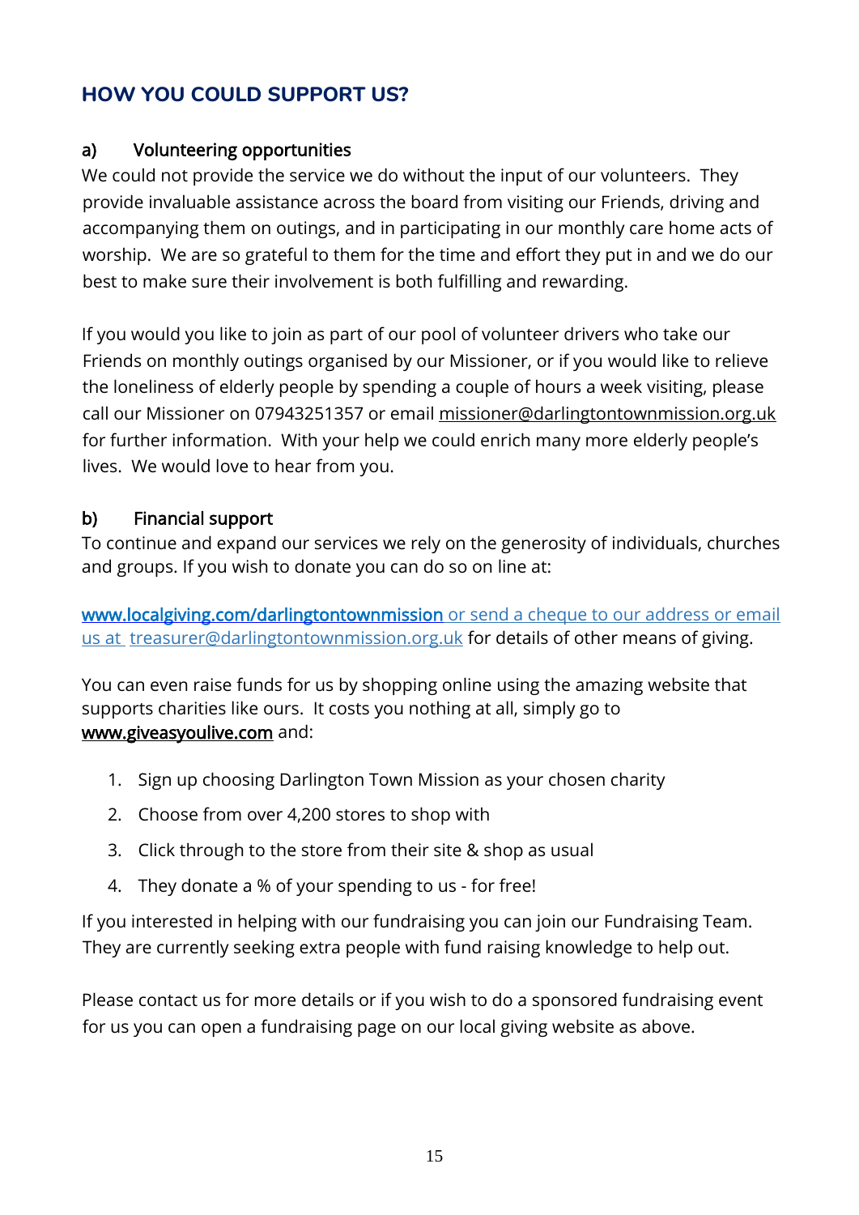## HOW YOU COULD SUPPORT US?

### a) Volunteering opportunities

We could not provide the service we do without the input of our volunteers. They provide invaluable assistance across the board from visiting our Friends, driving and accompanying them on outings, and in participating in our monthly care home acts of worship. We are so grateful to them for the time and effort they put in and we do our best to make sure their involvement is both fulfilling and rewarding.

If you would you like to join as part of our pool of volunteer drivers who take our Friends on monthly outings organised by our Missioner, or if you would like to relieve the loneliness of elderly people by spending a couple of hours a week visiting, please call our Missioner on 07943251357 or email missioner@darlingtontownmission.org.uk for further information. With your help we could enrich many more elderly people's lives. We would love to hear from you.

### b) Financial support

To continue and expand our services we rely on the generosity of individuals, churches and groups. If you wish to donate you can do so on line at:

www.localgiving.com/darlingtontownmission or send a cheque to our address or email us at treasurer@darlingtontownmission.org.uk for details of other means of giving.

You can even raise funds for us by shopping online using the amazing website that supports charities like ours. It costs you nothing at all, simply go to www.giveasyoulive.com and:

1. Sign up choosing Darlington Town Mission as your chosen charity
2. Choose from over 4,200 stores to shop with
3. Click through to the store from their site & shop as usual
4. They donate a % of your spending to us - for free!

If you interested in helping with our fundraising you can join our Fundraising Team. They are currently seeking extra people with fund raising knowledge to help out.

Please contact us for more details or if you wish to do a sponsored fundraising event for us you can open a fundraising page on our local giving website as above.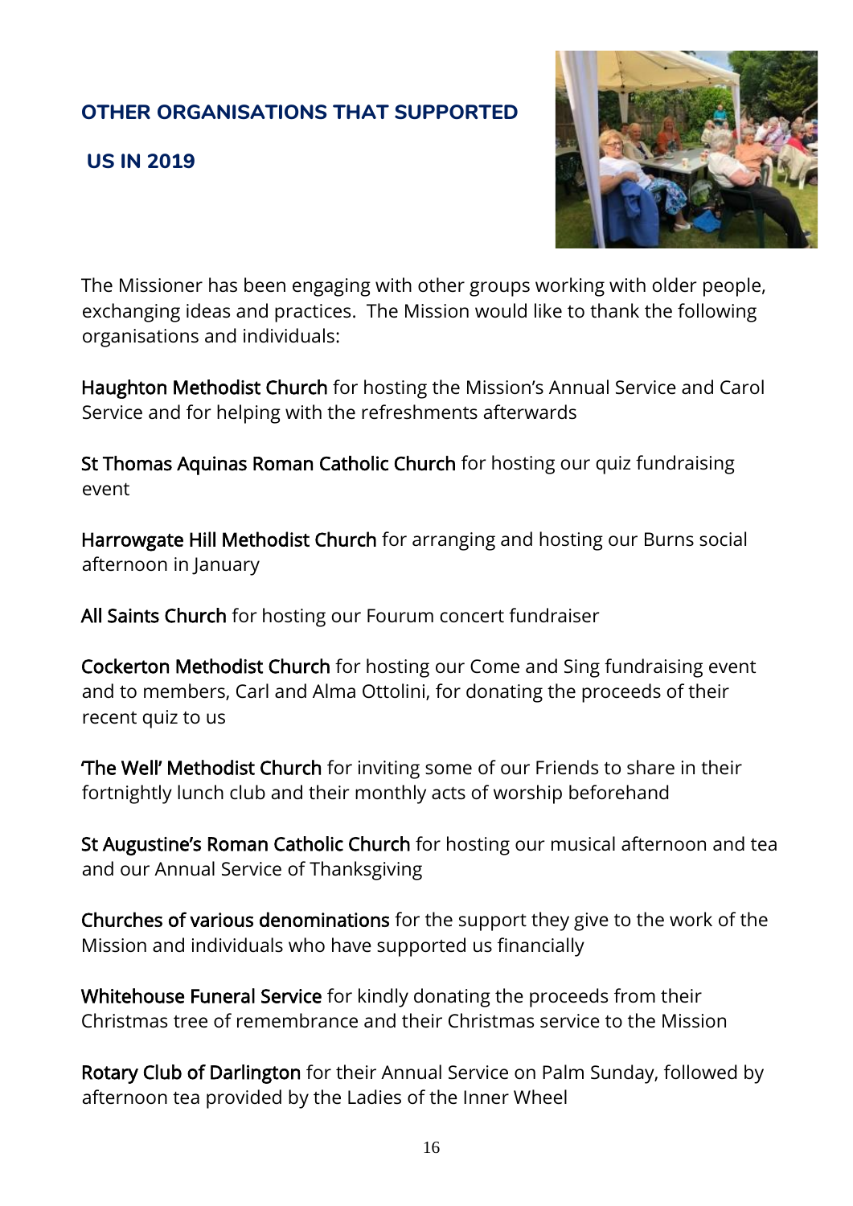## OTHER ORGANISATIONS THAT SUPPORTED US IN 2019

The Missioner has been engaging with other groups working with older people, exchanging ideas and practices. The Mission would like to thank the following organisations and individuals:

**Haughton Methodist Church** for hosting the Mission's Annual Service and Carol Service and for helping with the refreshments afterwards

**St Thomas Aquinas Roman Catholic Church** for hosting our quiz fundraising event

**Harrowgate Hill Methodist Church** for arranging and hosting our Burns social afternoon in January

**All Saints Church** for hosting our Fourum concert fundraiser

**Cockerton Methodist Church** for hosting our Come and Sing fundraising event and to members, Carl and Alma Ottolini, for donating the proceeds of their recent quiz to us

**'The Well' Methodist Church** for inviting some of our Friends to share in their fortnightly lunch club and their monthly acts of worship beforehand

**St Augustine's Roman Catholic Church** for hosting our musical afternoon and tea and our Annual Service of Thanksgiving

**Churches of various denominations** for the support they give to the work of the Mission and individuals who have supported us financially

**Whitehouse Funeral Service** for kindly donating the proceeds from their Christmas tree of remembrance and their Christmas service to the Mission

**Rotary Club of Darlington** for their Annual Service on Palm Sunday, followed by afternoon tea provided by the Ladies of the Inner Wheel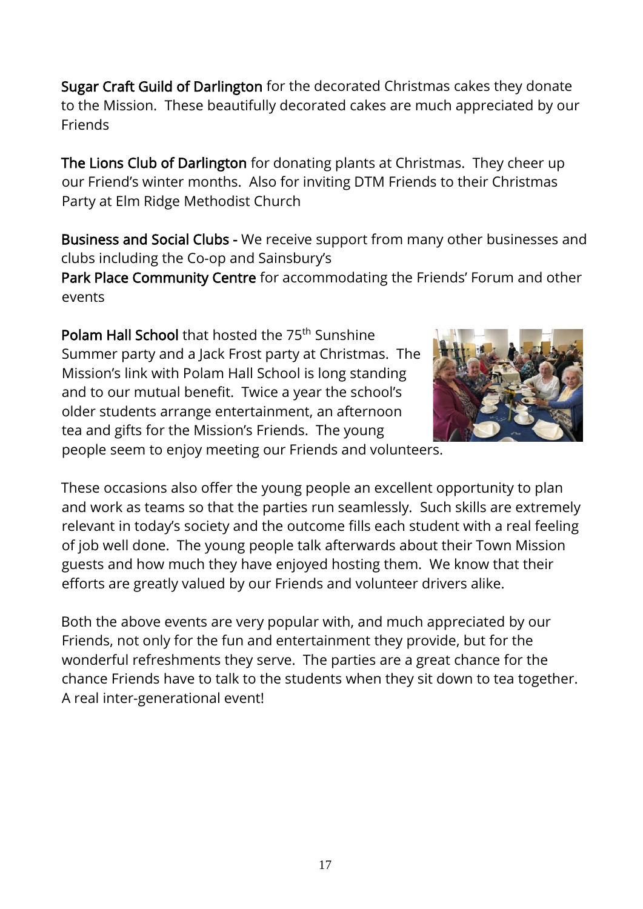**Sugar Craft Guild of Darlington** for the decorated Christmas cakes they donate to the Mission. These beautifully decorated cakes are much appreciated by our Friends

**The Lions Club of Darlington** for donating plants at Christmas. They cheer up our Friend's winter months. Also for inviting DTM Friends to their Christmas Party at Elm Ridge Methodist Church

**Business and Social Clubs -** We receive support from many other businesses and clubs including the Co-op and Sainsbury's

**Park Place Community Centre** for accommodating the Friends' Forum and other events

**Polam Hall School** that hosted the 75th Sunshine Summer party and a Jack Frost party at Christmas. The Mission's link with Polam Hall School is long standing and to our mutual benefit. Twice a year the school's older students arrange entertainment, an afternoon tea and gifts for the Mission's Friends. The young people seem to enjoy meeting our Friends and volunteers.

These occasions also offer the young people an excellent opportunity to plan and work as teams so that the parties run seamlessly. Such skills are extremely relevant in today's society and the outcome fills each student with a real feeling of job well done. The young people talk afterwards about their Town Mission guests and how much they have enjoyed hosting them. We know that their efforts are greatly valued by our Friends and volunteer drivers alike.

Both the above events are very popular with, and much appreciated by our Friends, not only for the fun and entertainment they provide, but for the wonderful refreshments they serve. The parties are a great chance for the chance Friends have to talk to the students when they sit down to tea together. A real inter-generational event!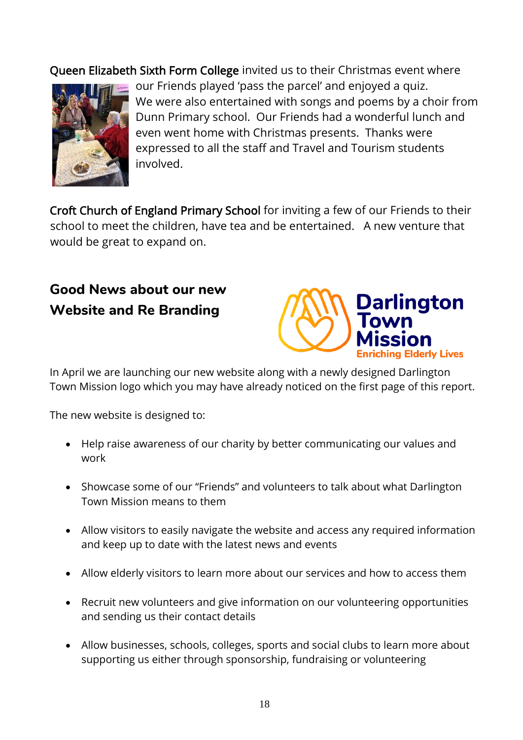Queen Elizabeth Sixth Form College invited us to their Christmas event where our Friends played 'pass the parcel' and enjoyed a quiz. We were also entertained with songs and poems by a choir from Dunn Primary school. Our Friends had a wonderful lunch and even went home with Christmas presents. Thanks were expressed to all the staff and Travel and Tourism students involved.

Croft Church of England Primary School for inviting a few of our Friends to their school to meet the children, have tea and be entertained. A new venture that would be great to expand on.

## Good News about our new Website and Re Branding

Darlington Town Mission
Enriching Elderly Lives

In April we are launching our new website along with a newly designed Darlington Town Mission logo which you may have already noticed on the first page of this report.

The new website is designed to:

- Help raise awareness of our charity by better communicating our values and work
- Showcase some of our "Friends" and volunteers to talk about what Darlington Town Mission means to them
- Allow visitors to easily navigate the website and access any required information and keep up to date with the latest news and events
- Allow elderly visitors to learn more about our services and how to access them
- Recruit new volunteers and give information on our volunteering opportunities and sending us their contact details
- Allow businesses, schools, colleges, sports and social clubs to learn more about supporting us either through sponsorship, fundraising or volunteering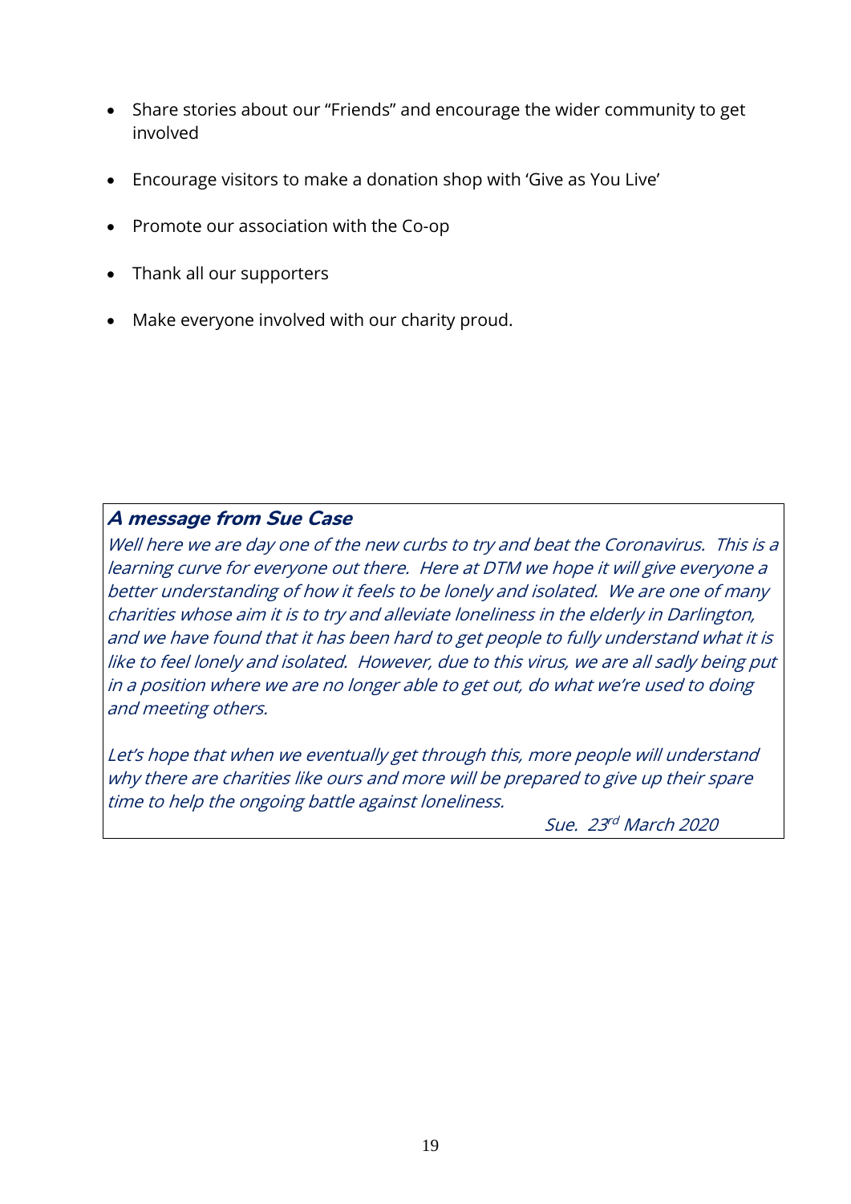- Share stories about our "Friends" and encourage the wider community to get involved
- Encourage visitors to make a donation shop with 'Give as You Live'
- Promote our association with the Co-op
- Thank all our supporters
- Make everyone involved with our charity proud.

***A message from Sue Case***

*Well here we are day one of the new curbs to try and beat the Coronavirus. This is a learning curve for everyone out there. Here at DTM we hope it will give everyone a better understanding of how it feels to be lonely and isolated. We are one of many charities whose aim it is to try and alleviate loneliness in the elderly in Darlington, and we have found that it has been hard to get people to fully understand what it is like to feel lonely and isolated. However, due to this virus, we are all sadly being put in a position where we are no longer able to get out, do what we're used to doing and meeting others.*

*Let's hope that when we eventually get through this, more people will understand why there are charities like ours and more will be prepared to give up their spare time to help the ongoing battle against loneliness.*

*Sue. 23rd March 2020*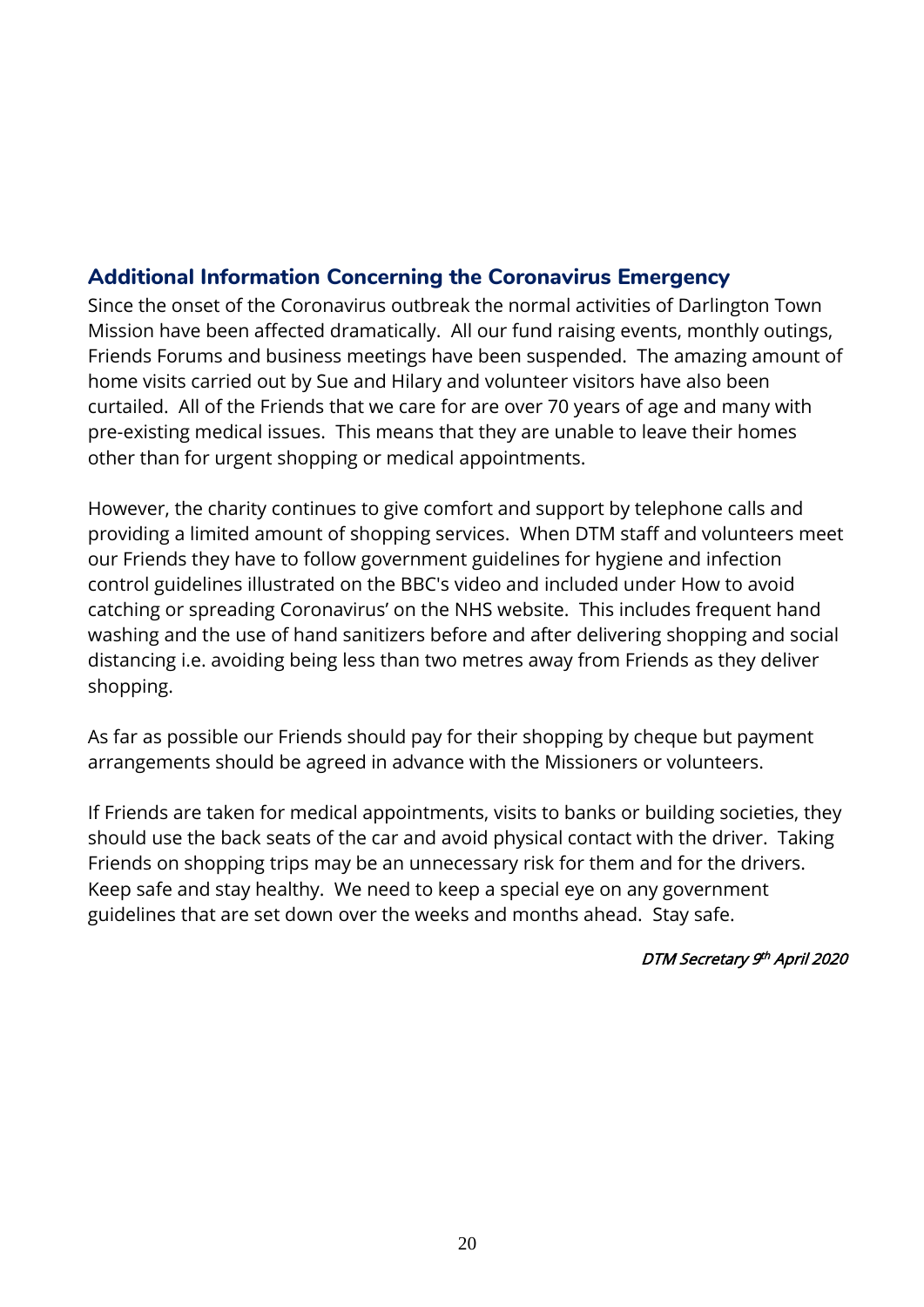## Additional Information Concerning the Coronavirus Emergency

Since the onset of the Coronavirus outbreak the normal activities of Darlington Town Mission have been affected dramatically. All our fund raising events, monthly outings, Friends Forums and business meetings have been suspended. The amazing amount of home visits carried out by Sue and Hilary and volunteer visitors have also been curtailed. All of the Friends that we care for are over 70 years of age and many with pre-existing medical issues. This means that they are unable to leave their homes other than for urgent shopping or medical appointments.

However, the charity continues to give comfort and support by telephone calls and providing a limited amount of shopping services. When DTM staff and volunteers meet our Friends they have to follow government guidelines for hygiene and infection control guidelines illustrated on the BBC's video and included under How to avoid catching or spreading Coronavirus' on the NHS website. This includes frequent hand washing and the use of hand sanitizers before and after delivering shopping and social distancing i.e. avoiding being less than two metres away from Friends as they deliver shopping.

As far as possible our Friends should pay for their shopping by cheque but payment arrangements should be agreed in advance with the Missioners or volunteers.

If Friends are taken for medical appointments, visits to banks or building societies, they should use the back seats of the car and avoid physical contact with the driver. Taking Friends on shopping trips may be an unnecessary risk for them and for the drivers. Keep safe and stay healthy. We need to keep a special eye on any government guidelines that are set down over the weeks and months ahead. Stay safe.

*DTM Secretary 9th April 2020*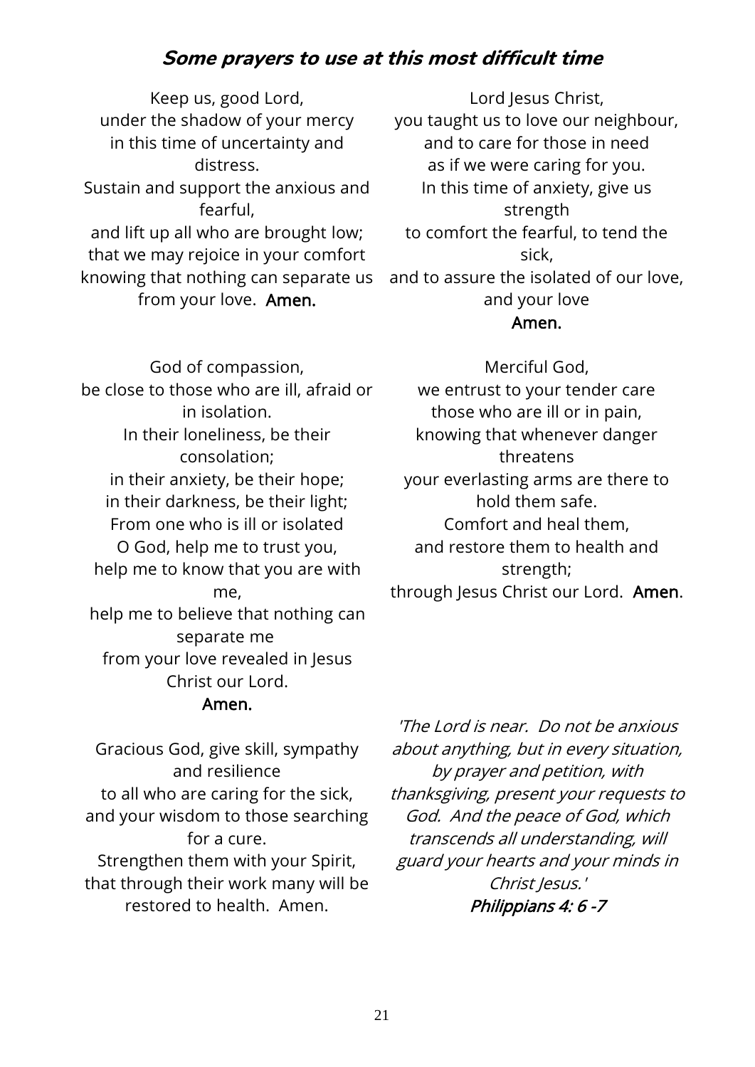## *Some prayers to use at this most difficult time*

Keep us, good Lord,
under the shadow of your mercy
in this time of uncertainty and distress.
Sustain and support the anxious and fearful,
and lift up all who are brought low;
that we may rejoice in your comfort
knowing that nothing can separate us from your love. **Amen.**

God of compassion,
be close to those who are ill, afraid or in isolation.
In their loneliness, be their consolation;
in their anxiety, be their hope;
in their darkness, be their light;
From one who is ill or isolated
O God, help me to trust you,
help me to know that you are with me,
help me to believe that nothing can separate me
from your love revealed in Jesus Christ our Lord.
Amen.

Gracious God, give skill, sympathy and resilience
to all who are caring for the sick,
and your wisdom to those searching for a cure.
Strengthen them with your Spirit,
that through their work many will be restored to health. Amen.

Lord Jesus Christ,
you taught us to love our neighbour,
and to care for those in need
as if we were caring for you.
In this time of anxiety, give us strength
to comfort the fearful, to tend the sick,
and to assure the isolated of our love,
and your love
Amen.

Merciful God,
we entrust to your tender care
those who are ill or in pain,
knowing that whenever danger threatens
your everlasting arms are there to hold them safe.
Comfort and heal them,
and restore them to health and strength;
through Jesus Christ our Lord. **Amen**.

*'The Lord is near. Do not be anxious about anything, but in every situation, by prayer and petition, with thanksgiving, present your requests to God. And the peace of God, which transcends all understanding, will guard your hearts and your minds in Christ Jesus.'*
*Philippians 4: 6 -7*